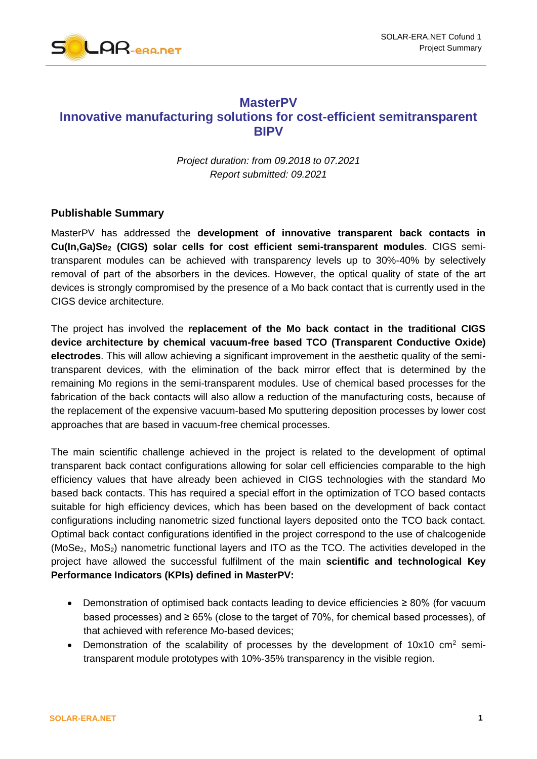# MasterPV
# Innovative manufacturing solutions for cost-efficient semitransparent BIPV

*Project duration: from 09.2018 to 07.2021*
*Report submitted: 09.2021*

## Publishable Summary

MasterPV has addressed the **development of innovative transparent back contacts in Cu(In,Ga)$Se_2$ (CIGS) solar cells for cost efficient semi-transparent modules**. CIGS semi-transparent modules can be achieved with transparency levels up to 30%-40% by selectively removal of part of the absorbers in the devices. However, the optical quality of state of the art devices is strongly compromised by the presence of a Mo back contact that is currently used in the CIGS device architecture.

The project has involved the **replacement of the Mo back contact in the traditional CIGS device architecture by chemical vacuum-free based TCO (Transparent Conductive Oxide) electrodes**. This will allow achieving a significant improvement in the aesthetic quality of the semi-transparent devices, with the elimination of the back mirror effect that is determined by the remaining Mo regions in the semi-transparent modules. Use of chemical based processes for the fabrication of the back contacts will also allow a reduction of the manufacturing costs, because of the replacement of the expensive vacuum-based Mo sputtering deposition processes by lower cost approaches that are based in vacuum-free chemical processes.

The main scientific challenge achieved in the project is related to the development of optimal transparent back contact configurations allowing for solar cell efficiencies comparable to the high efficiency values that have already been achieved in CIGS technologies with the standard Mo based back contacts. This has required a special effort in the optimization of TCO based contacts suitable for high efficiency devices, which has been based on the development of back contact configurations including nanometric sized functional layers deposited onto the TCO back contact. Optimal back contact configurations identified in the project correspond to the use of chalcogenide ($MoSe_2$, $MoS_2$) nanometric functional layers and ITO as the TCO. The activities developed in the project have allowed the successful fulfilment of the main **scientific and technological Key Performance Indicators (KPIs) defined in MasterPV:**

- Demonstration of optimised back contacts leading to device efficiencies ≥ 80% (for vacuum based processes) and ≥ 65% (close to the target of 70%, for chemical based processes), of that achieved with reference Mo-based devices;
- Demonstration of the scalability of processes by the development of 10x10 $cm^2$ semi-transparent module prototypes with 10%-35% transparency in the visible region.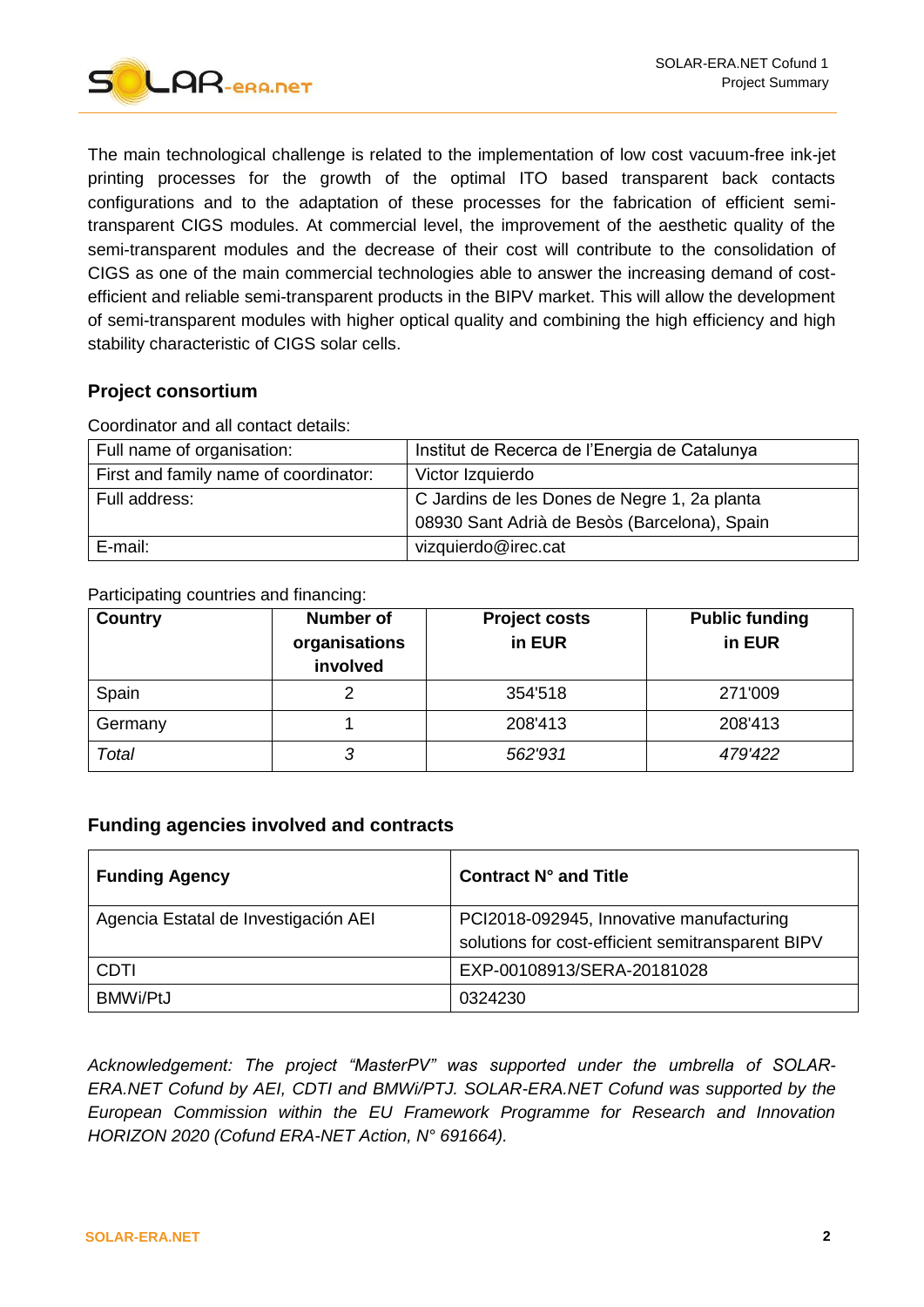The main technological challenge is related to the implementation of low cost vacuum-free ink-jet printing processes for the growth of the optimal ITO based transparent back contacts configurations and to the adaptation of these processes for the fabrication of efficient semi-transparent CIGS modules. At commercial level, the improvement of the aesthetic quality of the semi-transparent modules and the decrease of their cost will contribute to the consolidation of CIGS as one of the main commercial technologies able to answer the increasing demand of cost-efficient and reliable semi-transparent products in the BIPV market. This will allow the development of semi-transparent modules with higher optical quality and combining the high efficiency and high stability characteristic of CIGS solar cells.

## Project consortium

Coordinator and all contact details:

| | |
|---|---|
| Full name of organisation: | Institut de Recerca de l'Energia de Catalunya |
| First and family name of coordinator: | Victor Izquierdo |
| Full address: | C Jardins de les Dones de Negre 1, 2a planta<br>08930 Sant Adrià de Besòs (Barcelona), Spain |
| E-mail: | vizquierdo@irec.cat |

Participating countries and financing:

| Country | Number of organisations involved | Project costs in EUR | Public funding in EUR |
|---|---|---|---|
| Spain | 2 | 354'518 | 271'009 |
| Germany | 1 | 208'413 | 208'413 |
| *Total* | *3* | *562'931* | *479'422* |

## Funding agencies involved and contracts

| Funding Agency | Contract N° and Title |
|---|---|
| Agencia Estatal de Investigación AEI | PCI2018-092945, Innovative manufacturing solutions for cost-efficient semitransparent BIPV |
| CDTI | EXP-00108913/SERA-20181028 |
| BMWi/PtJ | 0324230 |

*Acknowledgement: The project "MasterPV" was supported under the umbrella of SOLAR-ERA.NET Cofund by AEI, CDTI and BMWi/PTJ. SOLAR-ERA.NET Cofund was supported by the European Commission within the EU Framework Programme for Research and Innovation HORIZON 2020 (Cofund ERA-NET Action, N° 691664).*